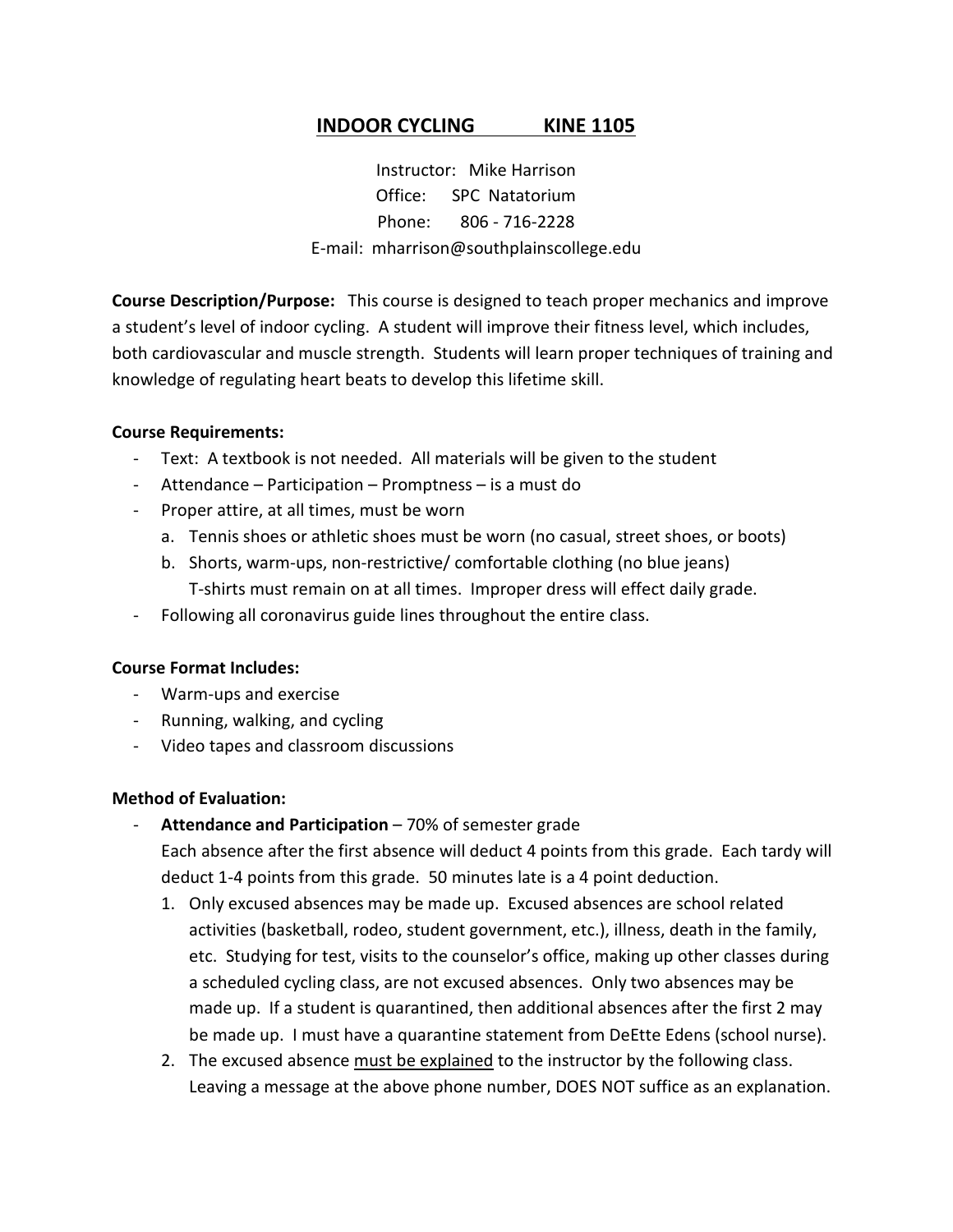# INDOOR CYCLING KINE 1105

Instructor: Mike Harrison
Office: SPC Natatorium
Phone: 806 - 716-2228
E-mail: mharrison@southplainscollege.edu

**Course Description/Purpose:** This course is designed to teach proper mechanics and improve a student's level of indoor cycling. A student will improve their fitness level, which includes, both cardiovascular and muscle strength. Students will learn proper techniques of training and knowledge of regulating heart beats to develop this lifetime skill.

**Course Requirements:**

- Text: A textbook is not needed. All materials will be given to the student
- Attendance – Participation – Promptness – is a must do
- Proper attire, at all times, must be worn
  a. Tennis shoes or athletic shoes must be worn (no casual, street shoes, or boots)
  b. Shorts, warm-ups, non-restrictive/ comfortable clothing (no blue jeans) T-shirts must remain on at all times. Improper dress will effect daily grade.
- Following all coronavirus guide lines throughout the entire class.

**Course Format Includes:**

- Warm-ups and exercise
- Running, walking, and cycling
- Video tapes and classroom discussions

**Method of Evaluation:**

- **Attendance and Participation** – 70% of semester grade
  Each absence after the first absence will deduct 4 points from this grade. Each tardy will deduct 1-4 points from this grade. 50 minutes late is a 4 point deduction.
  1. Only excused absences may be made up. Excused absences are school related activities (basketball, rodeo, student government, etc.), illness, death in the family, etc. Studying for test, visits to the counselor's office, making up other classes during a scheduled cycling class, are not excused absences. Only two absences may be made up. If a student is quarantined, then additional absences after the first 2 may be made up. I must have a quarantine statement from DeEtte Edens (school nurse).
  2. The excused absence <u>must be explained</u> to the instructor by the following class. Leaving a message at the above phone number, DOES NOT suffice as an explanation.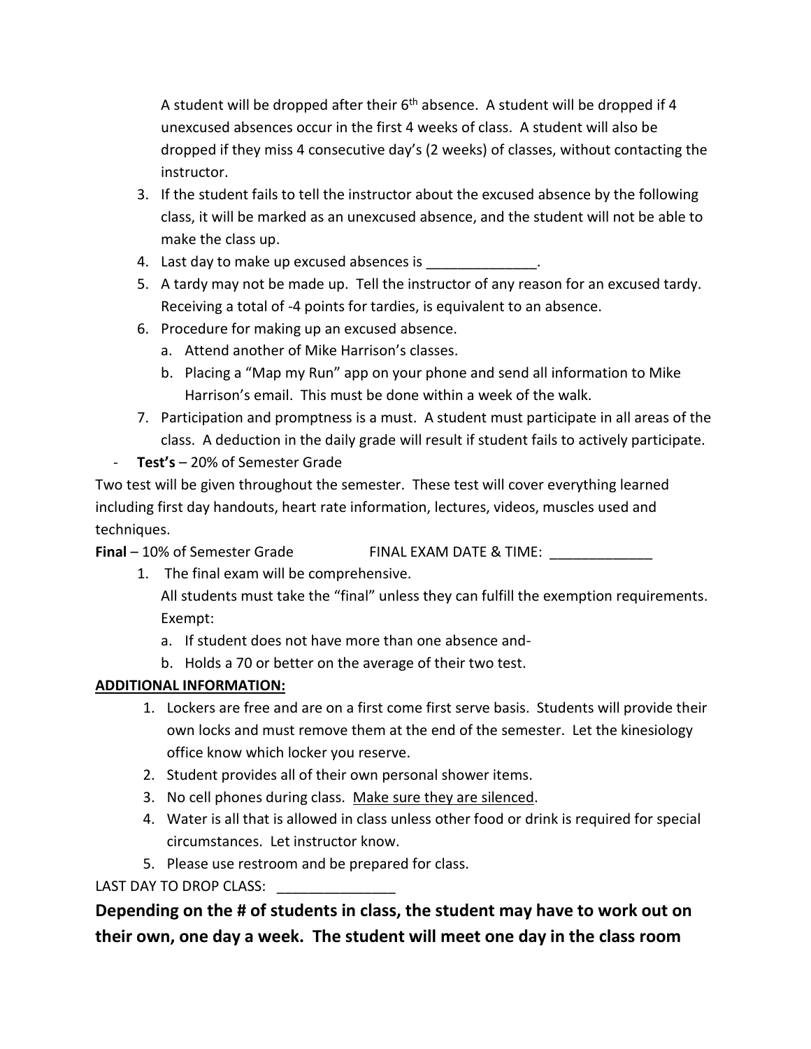A student will be dropped after their 6th absence. A student will be dropped if 4 unexcused absences occur in the first 4 weeks of class. A student will also be dropped if they miss 4 consecutive day's (2 weeks) of classes, without contacting the instructor.

3. If the student fails to tell the instructor about the excused absence by the following class, it will be marked as an unexcused absence, and the student will not be able to make the class up.
4. Last day to make up excused absences is ______________.
5. A tardy may not be made up. Tell the instructor of any reason for an excused tardy. Receiving a total of -4 points for tardies, is equivalent to an absence.
6. Procedure for making up an excused absence.
   a. Attend another of Mike Harrison's classes.
   b. Placing a "Map my Run" app on your phone and send all information to Mike Harrison's email. This must be done within a week of the walk.
7. Participation and promptness is a must. A student must participate in all areas of the class. A deduction in the daily grade will result if student fails to actively participate.

- **Test's** – 20% of Semester Grade

Two test will be given throughout the semester. These test will cover everything learned including first day handouts, heart rate information, lectures, videos, muscles used and techniques.

**Final** – 10% of Semester Grade FINAL EXAM DATE & TIME: _____________

1. The final exam will be comprehensive.
   All students must take the "final" unless they can fulfill the exemption requirements. Exempt:
   a. If student does not have more than one absence and-
   b. Holds a 70 or better on the average of their two test.

**ADDITIONAL INFORMATION:**

1. Lockers are free and are on a first come first serve basis. Students will provide their own locks and must remove them at the end of the semester. Let the kinesiology office know which locker you reserve.
2. Student provides all of their own personal shower items.
3. No cell phones during class. Make sure they are silenced.
4. Water is all that is allowed in class unless other food or drink is required for special circumstances. Let instructor know.
5. Please use restroom and be prepared for class.

LAST DAY TO DROP CLASS: _______________

**Depending on the # of students in class, the student may have to work out on their own, one day a week. The student will meet one day in the class room**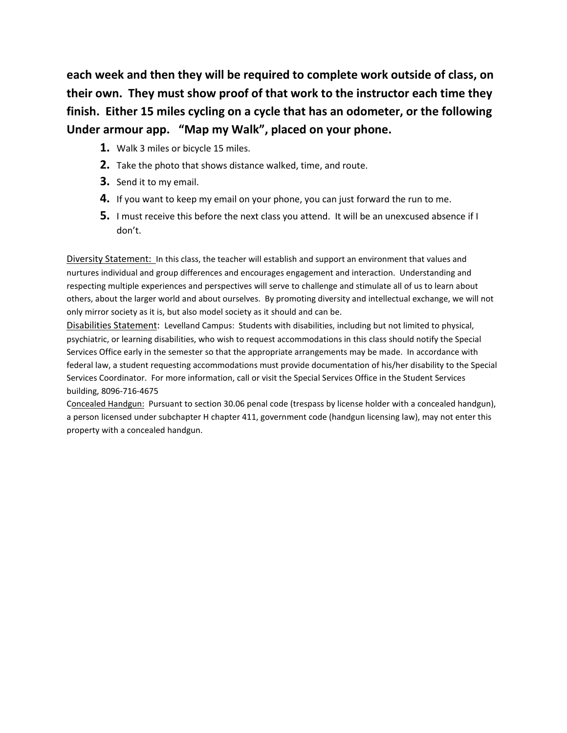**each week and then they will be required to complete work outside of class, on their own. They must show proof of that work to the instructor each time they finish. Either 15 miles cycling on a cycle that has an odometer, or the following Under armour app. "Map my Walk", placed on your phone.**

1. Walk 3 miles or bicycle 15 miles.
2. Take the photo that shows distance walked, time, and route.
3. Send it to my email.
4. If you want to keep my email on your phone, you can just forward the run to me.
5. I must receive this before the next class you attend. It will be an unexcused absence if I don't.

<u>Diversity Statement:</u> In this class, the teacher will establish and support an environment that values and nurtures individual and group differences and encourages engagement and interaction. Understanding and respecting multiple experiences and perspectives will serve to challenge and stimulate all of us to learn about others, about the larger world and about ourselves. By promoting diversity and intellectual exchange, we will not only mirror society as it is, but also model society as it should and can be.

<u>Disabilities Statement</u>: Levelland Campus: Students with disabilities, including but not limited to physical, psychiatric, or learning disabilities, who wish to request accommodations in this class should notify the Special Services Office early in the semester so that the appropriate arrangements may be made. In accordance with federal law, a student requesting accommodations must provide documentation of his/her disability to the Special Services Coordinator. For more information, call or visit the Special Services Office in the Student Services building, 8096-716-4675

<u>Concealed Handgun:</u> Pursuant to section 30.06 penal code (trespass by license holder with a concealed handgun), a person licensed under subchapter H chapter 411, government code (handgun licensing law), may not enter this property with a concealed handgun.